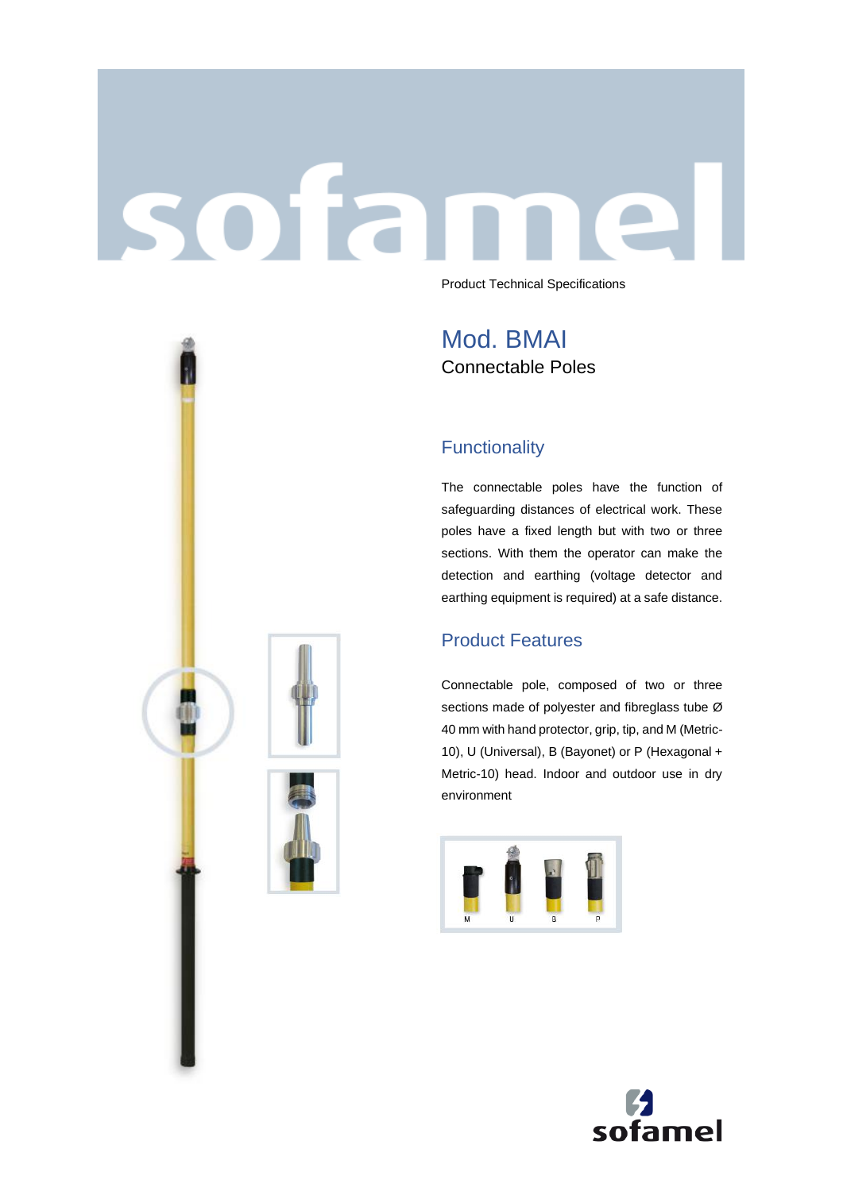Product Technical Specifications

# Mod. BMAI

## Connectable Poles

### Functionality

The connectable poles have the function of safeguarding distances of electrical work. These poles have a fixed length but with two or three sections. With them the operator can make the detection and earthing (voltage detector and earthing equipment is required) at a safe distance.

### Product Features

Connectable pole, composed of two or three sections made of polyester and fibreglass tube Ø 40 mm with hand protector, grip, tip, and M (Metric-10), U (Universal), B (Bayonet) or P (Hexagonal + Metric-10) head. Indoor and outdoor use in dry environment

M U B P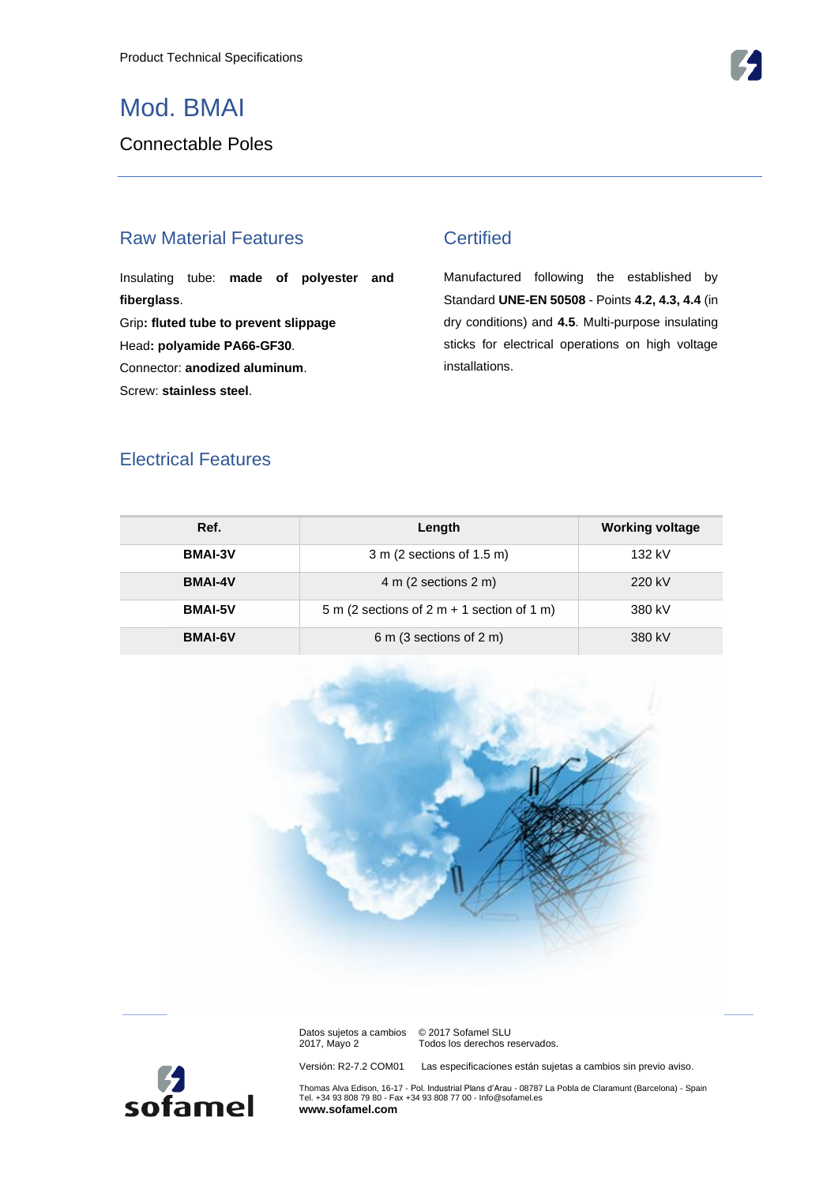Product Technical Specifications

# Mod. BMAI

Connectable Poles

## Raw Material Features

Insulating tube: **made of polyester and fiberglass**.
Grip**: fluted tube to prevent slippage**
Head**: polyamide PA66-GF30**.
Connector: **anodized aluminum**.
Screw: **stainless steel**.

## Certified

Manufactured following the established by Standard **UNE-EN 50508** - Points **4.2, 4.3, 4.4** (in dry conditions) and **4.5**. Multi-purpose insulating sticks for electrical operations on high voltage installations.

## Electrical Features

| Ref. | Length | Working voltage |
|---|---|---|
| **BMAI-3V** | 3 m (2 sections of 1.5 m) | 132 kV |
| **BMAI-4V** | 4 m (2 sections 2 m) | 220 kV |
| **BMAI-5V** | 5 m (2 sections of 2 m + 1 section of 1 m) | 380 kV |
| **BMAI-6V** | 6 m (3 sections of 2 m) | 380 kV |

Datos sujetos a cambios
2017, Mayo 2

© 2017 Sofamel SLU
Todos los derechos reservados.

Versión: R2-7.2 COM01

Las especificaciones están sujetas a cambios sin previo aviso.

Thomas Alva Edison, 16-17 - Pol. Industrial Plans d'Arau - 08787 La Pobla de Claramunt (Barcelona) - Spain
Tel. +34 93 808 79 80 - Fax +34 93 808 77 00 - Info@sofamel.es
**www.sofamel.com**

sofamel